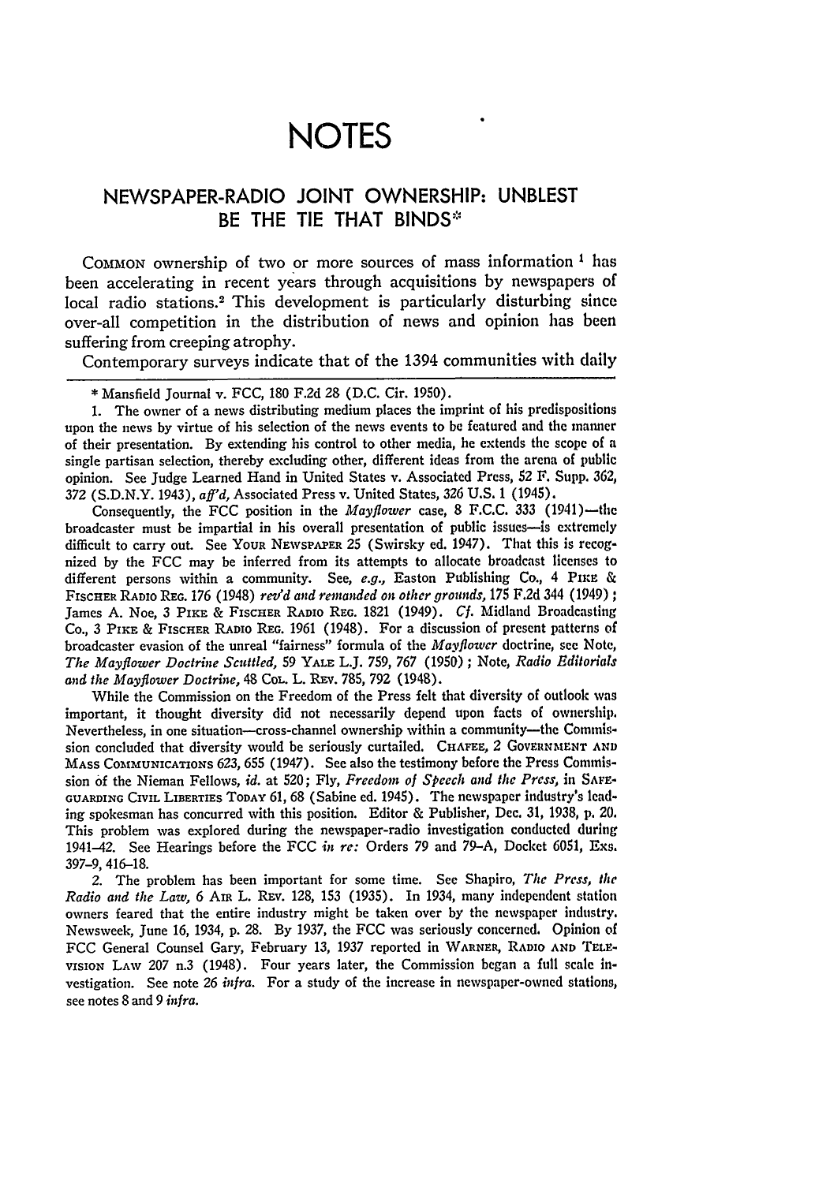# NOTES

## NEWSPAPER-RADIO JOINT OWNERSHIP: UNBLEST BE THE TIE THAT BINDS*

COMMON ownership of two or more sources of mass information [1] has been accelerating in recent years through acquisitions by newspapers of local radio stations.[2] This development is particularly disturbing since over-all competition in the distribution of news and opinion has been suffering from creeping atrophy.

Contemporary surveys indicate that of the 1394 communities with daily

---

\* Mansfield Journal v. FCC, 180 F.2d 28 (D.C. Cir. 1950).

1. The owner of a news distributing medium places the imprint of his predispositions upon the news by virtue of his selection of the news events to be featured and the manner of their presentation. By extending his control to other media, he extends the scope of a single partisan selection, thereby excluding other, different ideas from the arena of public opinion. See Judge Learned Hand in United States v. Associated Press, 52 F. Supp. 362, 372 (S.D.N.Y. 1943), *aff'd*, Associated Press v. United States, 326 U.S. 1 (1945).

Consequently, the FCC position in the *Mayflower* case, 8 F.C.C. 333 (1941)—the broadcaster must be impartial in his overall presentation of public issues—is extremely difficult to carry out. See YOUR NEWSPAPER 25 (Swirsky ed. 1947). That this is recognized by the FCC may be inferred from its attempts to allocate broadcast licenses to different persons within a community. See, *e.g.*, Easton Publishing Co., 4 PIKE & FISCHER RADIO REG. 176 (1948) *rev'd and remanded on other grounds*, 175 F.2d 344 (1949); James A. Noe, 3 PIKE & FISCHER RADIO REG. 1821 (1949). *Cf.* Midland Broadcasting Co., 3 PIKE & FISCHER RADIO REG. 1961 (1948). For a discussion of present patterns of broadcaster evasion of the unreal "fairness" formula of the *Mayflower* doctrine, see Note, *The Mayflower Doctrine Scuttled*, 59 YALE L.J. 759, 767 (1950); Note, *Radio Editorials and the Mayflower Doctrine*, 48 COL. L. REV. 785, 792 (1948).

While the Commission on the Freedom of the Press felt that diversity of outlook was important, it thought diversity did not necessarily depend upon facts of ownership. Nevertheless, in one situation—cross-channel ownership within a community—the Commission concluded that diversity would be seriously curtailed. CHAFEE, 2 GOVERNMENT AND MASS COMMUNICATIONS 623, 655 (1947). See also the testimony before the Press Commission of the Nieman Fellows, *id.* at 520; Fly, *Freedom of Speech and the Press*, in SAFEGUARDING CIVIL LIBERTIES TODAY 61, 68 (Sabine ed. 1945). The newspaper industry's leading spokesman has concurred with this position. Editor & Publisher, Dec. 31, 1938, p. 20. This problem was explored during the newspaper-radio investigation conducted during 1941–42. See Hearings before the FCC *in re:* Orders 79 and 79–A, Docket 6051, Exs. 397–9, 416–18.

2. The problem has been important for some time. See Shapiro, *The Press, the Radio and the Law*, 6 AIR L. REV. 128, 153 (1935). In 1934, many independent station owners feared that the entire industry might be taken over by the newspaper industry. Newsweek, June 16, 1934, p. 28. By 1937, the FCC was seriously concerned. Opinion of FCC General Counsel Gary, February 13, 1937 reported in WARNER, RADIO AND TELEVISION LAW 207 n.3 (1948). Four years later, the Commission began a full scale investigation. See note 26 *infra*. For a study of the increase in newspaper-owned stations, see notes 8 and 9 *infra*.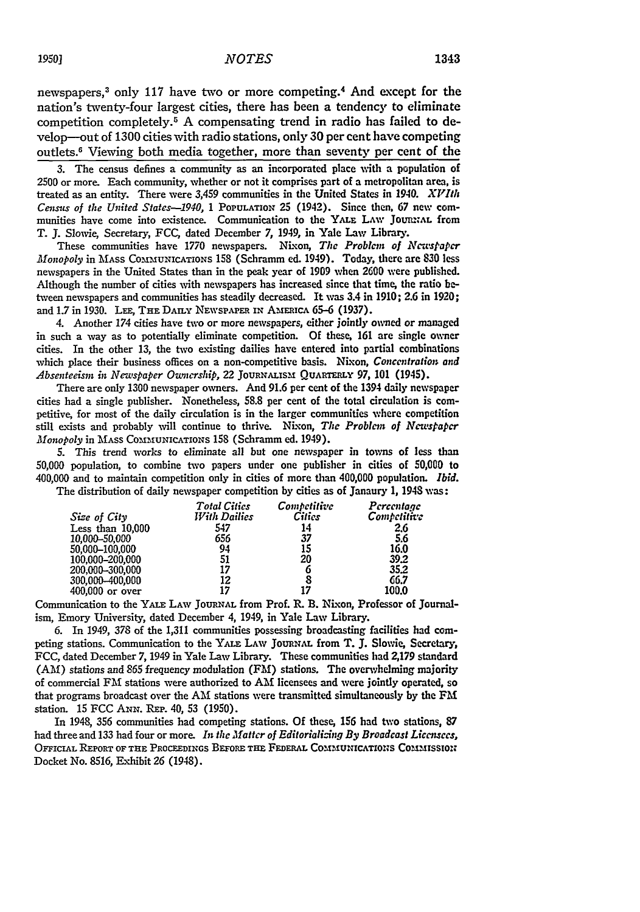newspapers,[3] only 117 have two or more competing.[4] And except for the nation's twenty-four largest cities, there has been a tendency to eliminate competition completely.[5] A compensating trend in radio has failed to develop—out of 1300 cities with radio stations, only 30 per cent have competing outlets.[6] Viewing both media together, more than seventy per cent of the

3. The census defines a community as an incorporated place with a population of 2500 or more. Each community, whether or not it comprises part of a metropolitan area, is treated as an entity. There were 3,459 communities in the United States in 1940. *XVIth Census of the United States—1940*, 1 POPULATION 25 (1942). Since then, 67 new communities have come into existence. Communication to the YALE LAW JOURNAL from T. J. Slowie, Secretary, FCC, dated December 7, 1949, in Yale Law Library.

These communities have 1770 newspapers. Nixon, *The Problem of Newspaper Monopoly* in MASS COMMUNICATIONS 158 (Schramm ed. 1949). Today, there are 830 less newspapers in the United States than in the peak year of 1909 when 2600 were published. Although the number of cities with newspapers has increased since that time, the ratio between newspapers and communities has steadily decreased. It was 3.4 in 1910; 2.6 in 1920; and 1.7 in 1930. LEE, THE DAILY NEWSPAPER IN AMERICA 65–6 (1937).

4. Another 174 cities have two or more newspapers, either jointly owned or managed in such a way as to potentially eliminate competition. Of these, 161 are single owner cities. In the other 13, the two existing dailies have entered into partial combinations which place their business offices on a non-competitive basis. Nixon, *Concentration and Absenteeism in Newspaper Ownership*, 22 JOURNALISM QUARTERLY 97, 101 (1945).

There are only 1300 newspaper owners. And 91.6 per cent of the 1394 daily newspaper cities had a single publisher. Nonetheless, 58.8 per cent of the total circulation is competitive, for most of the daily circulation is in the larger communities where competition still exists and probably will continue to thrive. Nixon, *The Problem of Newspaper Monopoly* in MASS COMMUNICATIONS 158 (Schramm ed. 1949).

5. This trend works to eliminate all but one newspaper in towns of less than 50,000 population, to combine two papers under one publisher in cities of 50,000 to 400,000 and to maintain competition only in cities of more than 400,000 population. *Ibid.*

The distribution of daily newspaper competition by cities as of Janaury 1, 1948 was:

| *Size of City* | *Total Cities With Dailies* | *Competitive Cities* | *Percentage Competitive* |
|---|---|---|---|
| Less than 10,000 | 547 | 14 | 2.6 |
| 10,000–50,000 | 656 | 37 | 5.6 |
| 50,000–100,000 | 94 | 15 | 16.0 |
| 100,000–200,000 | 51 | 20 | 39.2 |
| 200,000–300,000 | 17 | 6 | 35.2 |
| 300,000–400,000 | 12 | 8 | 66.7 |
| 400,000 or over | 17 | 17 | 100.0 |

Communication to the YALE LAW JOURNAL from Prof. R. B. Nixon, Professor of Journalism, Emory University, dated December 4, 1949, in Yale Law Library.

6. In 1949, 378 of the 1,311 communities possessing broadcasting facilities had competing stations. Communication to the YALE LAW JOURNAL from T. J. Slowie, Secretary, FCC, dated December 7, 1949 in Yale Law Library. These communities had 2,179 standard (AM) stations and 865 frequency modulation (FM) stations. The overwhelming majority of commercial FM stations were authorized to AM licensees and were jointly operated, so that programs broadcast over the AM stations were transmitted simultaneously by the FM station. 15 FCC ANN. REP. 40, 53 (1950).

In 1948, 356 communities had competing stations. Of these, 156 had two stations, 87 had three and 133 had four or more. *In the Matter of Editorializing By Broadcast Licensees*, OFFICIAL REPORT OF THE PROCEEDINGS BEFORE THE FEDERAL COMMUNICATIONS COMMISSION Docket No. 8516, Exhibit 26 (1948).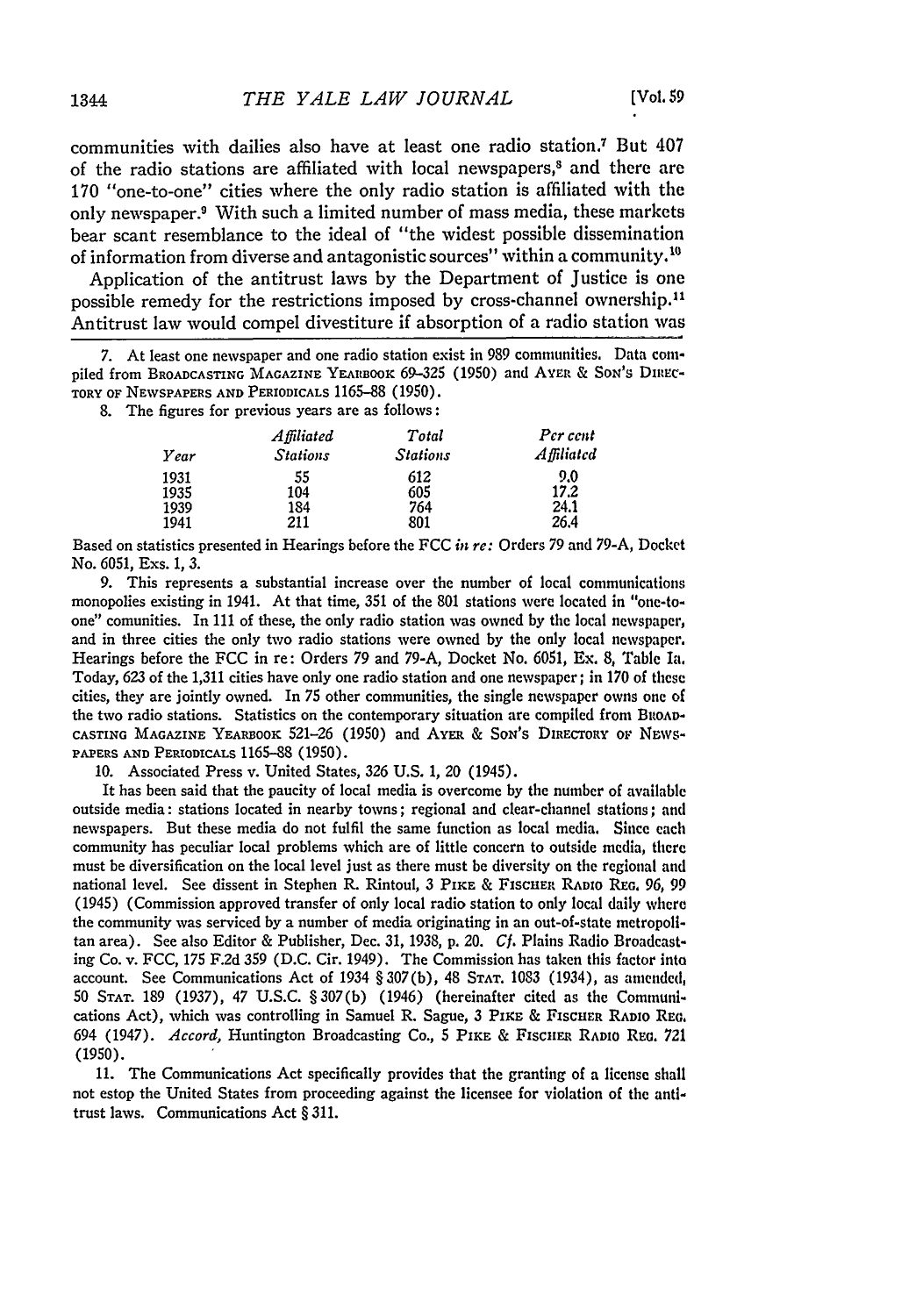communities with dailies also have at least one radio station.[7] But 407 of the radio stations are affiliated with local newspapers,[8] and there are 170 "one-to-one" cities where the only radio station is affiliated with the only newspaper.[9] With such a limited number of mass media, these markets bear scant resemblance to the ideal of "the widest possible dissemination of information from diverse and antagonistic sources" within a community.[10]

Application of the antitrust laws by the Department of Justice is one possible remedy for the restrictions imposed by cross-channel ownership.[11] Antitrust law would compel divestiture if absorption of a radio station was

---

7. At least one newspaper and one radio station exist in 989 communities. Data compiled from BROADCASTING MAGAZINE YEARBOOK 69–325 (1950) and AYER & SON'S DIRECTORY OF NEWSPAPERS AND PERIODICALS 1165–88 (1950).

8. The figures for previous years are as follows:

| *Year* | *Affiliated Stations* | *Total Stations* | *Per cent Affiliated* |
|---|---|---|---|
| 1931 | 55 | 612 | 9.0 |
| 1935 | 104 | 605 | 17.2 |
| 1939 | 184 | 764 | 24.1 |
| 1941 | 211 | 801 | 26.4 |

Based on statistics presented in Hearings before the FCC *in re:* Orders 79 and 79-A, Docket No. 6051, Exs. 1, 3.

9. This represents a substantial increase over the number of local communications monopolies existing in 1941. At that time, 351 of the 801 stations were located in "one-to-one" comunities. In 111 of these, the only radio station was owned by the local newspaper, and in three cities the only two radio stations were owned by the only local newspaper. Hearings before the FCC in re: Orders 79 and 79-A, Docket No. 6051, Ex. 8, Table Ia. Today, 623 of the 1,311 cities have only one radio station and one newspaper; in 170 of these cities, they are jointly owned. In 75 other communities, the single newspaper owns one of the two radio stations. Statistics on the contemporary situation are compiled from BROADCASTING MAGAZINE YEARBOOK 521–26 (1950) and AYER & SON'S DIRECTORY OF NEWSPAPERS AND PERIODICALS 1165–88 (1950).

10. Associated Press v. United States, 326 U.S. 1, 20 (1945).

It has been said that the paucity of local media is overcome by the number of available outside media: stations located in nearby towns; regional and clear-channel stations; and newspapers. But these media do not fulfil the same function as local media. Since each community has peculiar local problems which are of little concern to outside media, there must be diversification on the local level just as there must be diversity on the regional and national level. See dissent in Stephen R. Rintoul, 3 PIKE & FISCHER RADIO REG. 96, 99 (1945) (Commission approved transfer of only local radio station to only local daily where the community was serviced by a number of media originating in an out-of-state metropolitan area). See also Editor & Publisher, Dec. 31, 1938, p. 20. *Cf.* Plains Radio Broadcasting Co. v. FCC, 175 F.2d 359 (D.C. Cir. 1949). The Commission has taken this factor into account. See Communications Act of 1934 § 307(b), 48 STAT. 1083 (1934), as amended, 50 STAT. 189 (1937), 47 U.S.C. § 307(b) (1946) (hereinafter cited as the Communications Act), which was controlling in Samuel R. Sague, 3 PIKE & FISCHER RADIO REG. 694 (1947). *Accord,* Huntington Broadcasting Co., 5 PIKE & FISCHER RADIO REG. 721 (1950).

11. The Communications Act specifically provides that the granting of a license shall not estop the United States from proceeding against the licensee for violation of the antitrust laws. Communications Act § 311.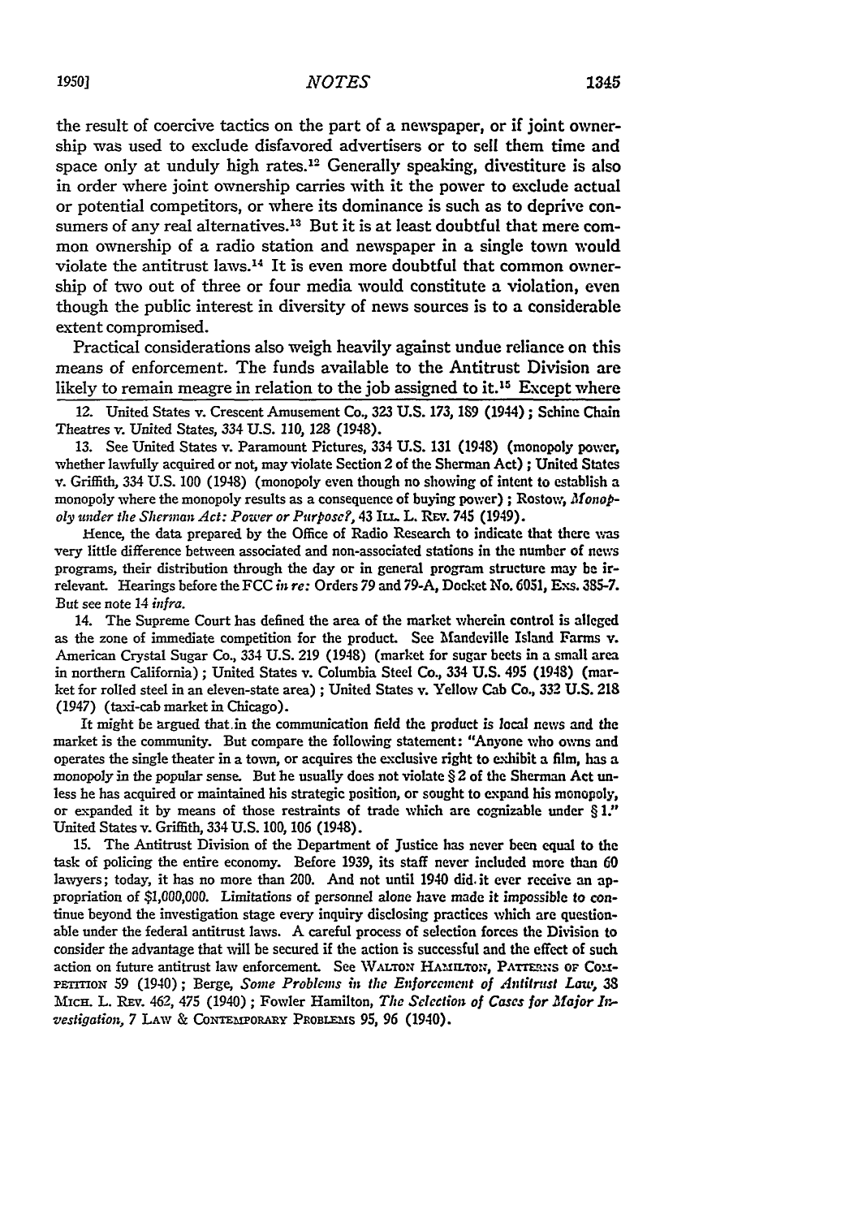the result of coercive tactics on the part of a newspaper, or if joint ownership was used to exclude disfavored advertisers or to sell them time and space only at unduly high rates.[12] Generally speaking, divestiture is also in order where joint ownership carries with it the power to exclude actual or potential competitors, or where its dominance is such as to deprive consumers of any real alternatives.[13] But it is at least doubtful that mere common ownership of a radio station and newspaper in a single town would violate the antitrust laws.[14] It is even more doubtful that common ownership of two out of three or four media would constitute a violation, even though the public interest in diversity of news sources is to a considerable extent compromised.

Practical considerations also weigh heavily against undue reliance on this means of enforcement. The funds available to the Antitrust Division are likely to remain meagre in relation to the job assigned to it.[15] Except where

12. United States v. Crescent Amusement Co., 323 U.S. 173, 189 (1944); Schine Chain Theatres v. United States, 334 U.S. 110, 128 (1948).

13. See United States v. Paramount Pictures, 334 U.S. 131 (1948) (monopoly power, whether lawfully acquired or not, may violate Section 2 of the Sherman Act); United States v. Griffith, 334 U.S. 100 (1948) (monopoly even though no showing of intent to establish a monopoly where the monopoly results as a consequence of buying power); Rostow, *Monopoly under the Sherman Act: Power or Purpose?*, 43 ILL. L. REV. 745 (1949).

Hence, the data prepared by the Office of Radio Research to indicate that there was very little difference between associated and non-associated stations in the number of news programs, their distribution through the day or in general program structure may be irrelevant. Hearings before the FCC *in re:* Orders 79 and 79-A, Docket No. 6051, Exs. 385-7. But see note 14 *infra*.

14. The Supreme Court has defined the area of the market wherein control is alleged as the zone of immediate competition for the product. See Mandeville Island Farms v. American Crystal Sugar Co., 334 U.S. 219 (1948) (market for sugar beets in a small area in northern California); United States v. Columbia Steel Co., 334 U.S. 495 (1948) (market for rolled steel in an eleven-state area); United States v. Yellow Cab Co., 332 U.S. 218 (1947) (taxi-cab market in Chicago).

It might be argued that in the communication field the product is local news and the market is the community. But compare the following statement: "Anyone who owns and operates the single theater in a town, or acquires the exclusive right to exhibit a film, has a monopoly in the popular sense. But he usually does not violate § 2 of the Sherman Act unless he has acquired or maintained his strategic position, or sought to expand his monopoly, or expanded it by means of those restraints of trade which are cognizable under § 1." United States v. Griffith, 334 U.S. 100, 106 (1948).

15. The Antitrust Division of the Department of Justice has never been equal to the task of policing the entire economy. Before 1939, its staff never included more than 60 lawyers; today, it has no more than 200. And not until 1940 did it ever receive an appropriation of $1,000,000. Limitations of personnel alone have made it impossible to continue beyond the investigation stage every inquiry disclosing practices which are questionable under the federal antitrust laws. A careful process of selection forces the Division to consider the advantage that will be secured if the action is successful and the effect of such action on future antitrust law enforcement. See WALTON HAMILTON, PATTERNS OF COMPETITION 59 (1940); Berge, *Some Problems in the Enforcement of Antitrust Law*, 38 MICH. L. REV. 462, 475 (1940); Fowler Hamilton, *The Selection of Cases for Major Investigation*, 7 LAW & CONTEMPORARY PROBLEMS 95, 96 (1940).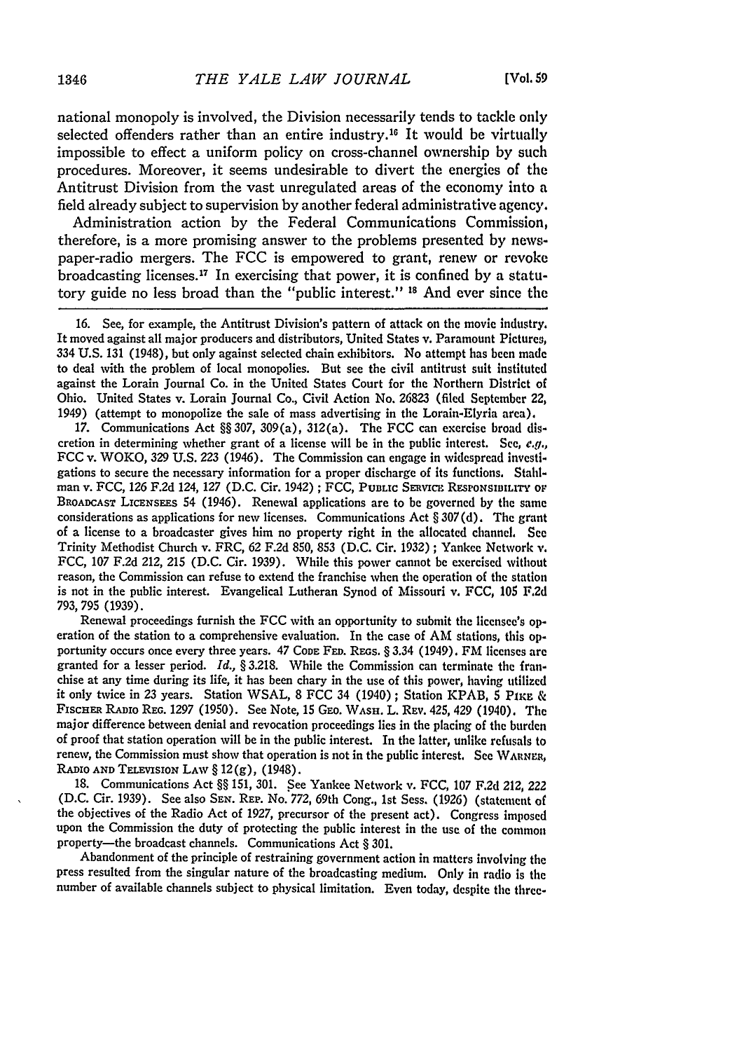national monopoly is involved, the Division necessarily tends to tackle only selected offenders rather than an entire industry.[16] It would be virtually impossible to effect a uniform policy on cross-channel ownership by such procedures. Moreover, it seems undesirable to divert the energies of the Antitrust Division from the vast unregulated areas of the economy into a field already subject to supervision by another federal administrative agency.

Administration action by the Federal Communications Commission, therefore, is a more promising answer to the problems presented by newspaper-radio mergers. The FCC is empowered to grant, renew or revoke broadcasting licenses.[17] In exercising that power, it is confined by a statutory guide no less broad than the "public interest." [18] And ever since the

---

16. See, for example, the Antitrust Division's pattern of attack on the movie industry. It moved against all major producers and distributors, United States v. Paramount Pictures, 334 U.S. 131 (1948), but only against selected chain exhibitors. No attempt has been made to deal with the problem of local monopolies. But see the civil antitrust suit instituted against the Lorain Journal Co. in the United States Court for the Northern District of Ohio. United States v. Lorain Journal Co., Civil Action No. 26823 (filed September 22, 1949) (attempt to monopolize the sale of mass advertising in the Lorain-Elyria area).

17. Communications Act §§ 307, 309(a), 312(a). The FCC can exercise broad discretion in determining whether grant of a license will be in the public interest. See, *e.g.*, FCC v. WOKO, 329 U.S. 223 (1946). The Commission can engage in widespread investigations to secure the necessary information for a proper discharge of its functions. Stahlman v. FCC, 126 F.2d 124, 127 (D.C. Cir. 1942); FCC, PUBLIC SERVICE RESPONSIBILITY OF BROADCAST LICENSEES 54 (1946). Renewal applications are to be governed by the same considerations as applications for new licenses. Communications Act § 307(d). The grant of a license to a broadcaster gives him no property right in the allocated channel. See Trinity Methodist Church v. FRC, 62 F.2d 850, 853 (D.C. Cir. 1932); Yankee Network v. FCC, 107 F.2d 212, 215 (D.C. Cir. 1939). While this power cannot be exercised without reason, the Commission can refuse to extend the franchise when the operation of the station is not in the public interest. Evangelical Lutheran Synod of Missouri v. FCC, 105 F.2d 793, 795 (1939).

Renewal proceedings furnish the FCC with an opportunity to submit the licensee's operation of the station to a comprehensive evaluation. In the case of AM stations, this opportunity occurs once every three years. 47 CODE FED. REGS. § 3.34 (1949). FM licenses are granted for a lesser period. *Id.*, § 3.218. While the Commission can terminate the franchise at any time during its life, it has been chary in the use of this power, having utilized it only twice in 23 years. Station WSAL, 8 FCC 34 (1940); Station KPAB, 5 PIKE & FISCHER RADIO REG. 1297 (1950). See Note, 15 GEO. WASH. L. REV. 425, 429 (1940). The major difference between denial and revocation proceedings lies in the placing of the burden of proof that station operation will be in the public interest. In the latter, unlike refusals to renew, the Commission must show that operation is not in the public interest. See WARNER, RADIO AND TELEVISION LAW § 12(g), (1948).

18. Communications Act §§ 151, 301. See Yankee Network v. FCC, 107 F.2d 212, 222 (D.C. Cir. 1939). See also SEN. REP. No. 772, 69th Cong., 1st Sess. (1926) (statement of the objectives of the Radio Act of 1927, precursor of the present act). Congress imposed upon the Commission the duty of protecting the public interest in the use of the common property—the broadcast channels. Communications Act § 301.

Abandonment of the principle of restraining government action in matters involving the press resulted from the singular nature of the broadcasting medium. Only in radio is the number of available channels subject to physical limitation. Even today, despite the three-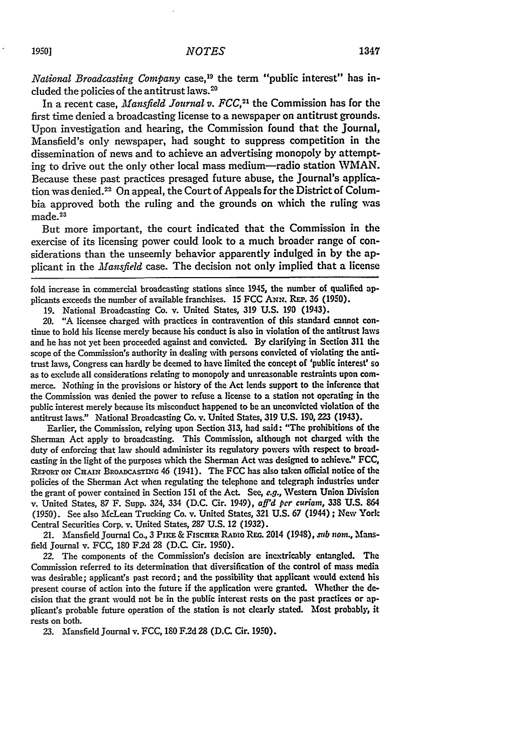*National Broadcasting Company* case,[19] the term "public interest" has included the policies of the antitrust laws.[20]

In a recent case, *Mansfield Journal v. FCC*,[21] the Commission has for the first time denied a broadcasting license to a newspaper on antitrust grounds. Upon investigation and hearing, the Commission found that the Journal, Mansfield's only newspaper, had sought to suppress competition in the dissemination of news and to achieve an advertising monopoly by attempting to drive out the only other local mass medium—radio station WMAN. Because these past practices presaged future abuse, the Journal's application was denied.[22] On appeal, the Court of Appeals for the District of Columbia approved both the ruling and the grounds on which the ruling was made.[23]

But more important, the court indicated that the Commission in the exercise of its licensing power could look to a much broader range of considerations than the unseemly behavior apparently indulged in by the applicant in the *Mansfield* case. The decision not only implied that a license

---

fold increase in commercial broadcasting stations since 1945, the number of qualified applicants exceeds the number of available franchises. 15 FCC ANN. REP. 36 (1950).

19. National Broadcasting Co. v. United States, 319 U.S. 190 (1943).

20. "A licensee charged with practices in contravention of this standard cannot continue to hold his license merely because his conduct is also in violation of the antitrust laws and he has not yet been proceeded against and convicted. By clarifying in Section 311 the scope of the Commission's authority in dealing with persons convicted of violating the antitrust laws, Congress can hardly be deemed to have limited the concept of 'public interest' so as to exclude all considerations relating to monopoly and unreasonable restraints upon commerce. Nothing in the provisions or history of the Act lends support to the inference that the Commission was denied the power to refuse a license to a station not operating in the public interest merely because its misconduct happened to be an unconvicted violation of the antitrust laws." National Broadcasting Co. v. United States, 319 U.S. 190, 223 (1943).

Earlier, the Commission, relying upon Section 313, had said: "The prohibitions of the Sherman Act apply to broadcasting. This Commission, although not charged with the duty of enforcing that law should administer its regulatory powers with respect to broadcasting in the light of the purposes which the Sherman Act was designed to achieve." FCC, REPORT ON CHAIN BROADCASTING 46 (1941). The FCC has also taken official notice of the policies of the Sherman Act when regulating the telephone and telegraph industries under the grant of power contained in Section 151 of the Act. See, *e.g.*, Western Union Division v. United States, 87 F. Supp. 324, 334 (D.C. Cir. 1949), *aff'd per curiam*, 338 U.S. 864 (1950). See also McLean Trucking Co. v. United States, 321 U.S. 67 (1944); New York Central Securities Corp. v. United States, 287 U.S. 12 (1932).

21. Mansfield Journal Co., 3 PIKE & FISCHER RADIO REG. 2014 (1948), *sub nom.*, Mansfield Journal v. FCC, 180 F.2d 28 (D.C. Cir. 1950).

22. The components of the Commission's decision are inextricably entangled. The Commission referred to its determination that diversification of the control of mass media was desirable; applicant's past record; and the possibility that applicant would extend his present course of action into the future if the application were granted. Whether the decision that the grant would not be in the public interest rests on the past practices or applicant's probable future operation of the station is not clearly stated. Most probably, it rests on both.

23. Mansfield Journal v. FCC, 180 F.2d 28 (D.C. Cir. 1950).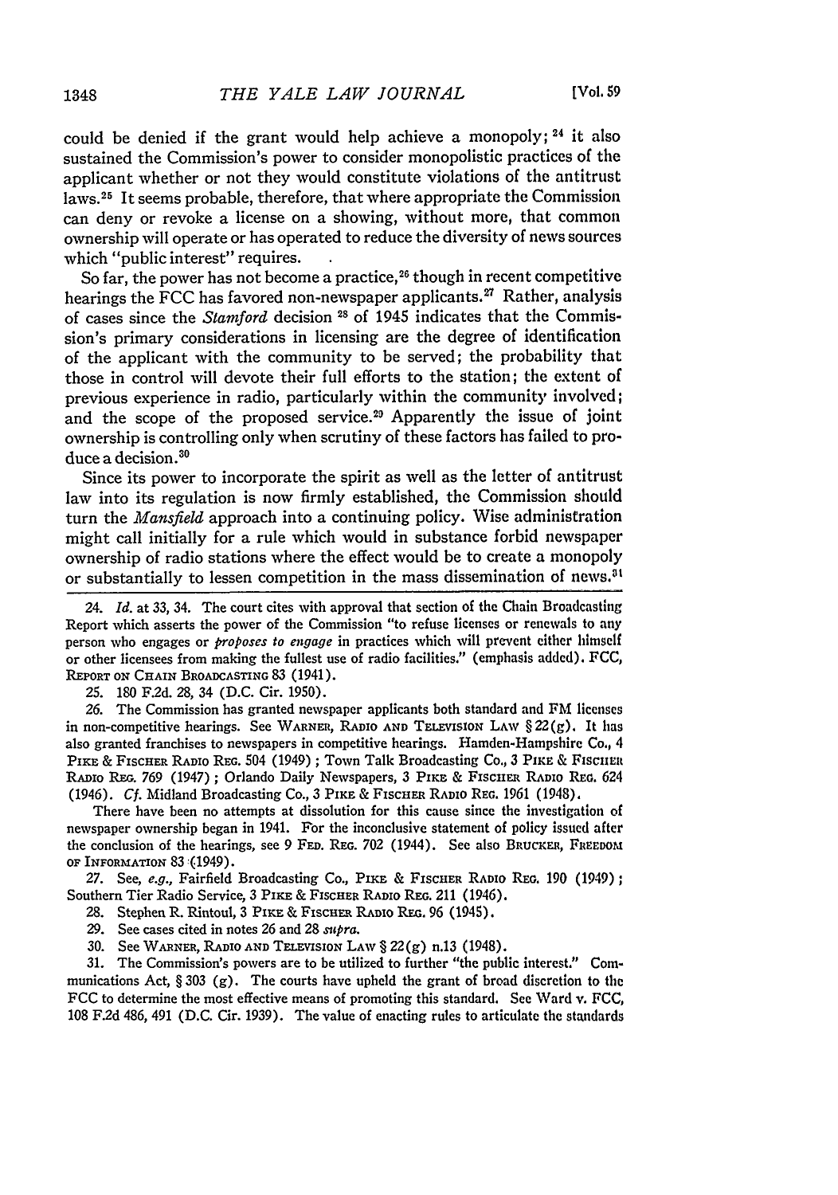could be denied if the grant would help achieve a monopoly;[24] it also sustained the Commission's power to consider monopolistic practices of the applicant whether or not they would constitute violations of the antitrust laws.[25] It seems probable, therefore, that where appropriate the Commission can deny or revoke a license on a showing, without more, that common ownership will operate or has operated to reduce the diversity of news sources which "public interest" requires.

So far, the power has not become a practice,[26] though in recent competitive hearings the FCC has favored non-newspaper applicants.[27] Rather, analysis of cases since the *Stamford* decision [28] of 1945 indicates that the Commission's primary considerations in licensing are the degree of identification of the applicant with the community to be served; the probability that those in control will devote their full efforts to the station; the extent of previous experience in radio, particularly within the community involved; and the scope of the proposed service.[29] Apparently the issue of joint ownership is controlling only when scrutiny of these factors has failed to produce a decision.[30]

Since its power to incorporate the spirit as well as the letter of antitrust law into its regulation is now firmly established, the Commission should turn the *Mansfield* approach into a continuing policy. Wise administration might call initially for a rule which would in substance forbid newspaper ownership of radio stations where the effect would be to create a monopoly or substantially to lessen competition in the mass dissemination of news.[31]

---

24. *Id.* at 33, 34. The court cites with approval that section of the Chain Broadcasting Report which asserts the power of the Commission "to refuse licenses or renewals to any person who engages or *proposes to engage* in practices which will prevent either himself or other licensees from making the fullest use of radio facilities." (emphasis added). FCC, REPORT ON CHAIN BROADCASTING 83 (1941).

25. 180 F.2d. 28, 34 (D.C. Cir. 1950).

26. The Commission has granted newspaper applicants both standard and FM licenses in non-competitive hearings. See WARNER, RADIO AND TELEVISION LAW § 22(g). It has also granted franchises to newspapers in competitive hearings. Hamden-Hampshire Co., 4 PIKE & FISCHER RADIO REG. 504 (1949); Town Talk Broadcasting Co., 3 PIKE & FISCHER RADIO REG. 769 (1947); Orlando Daily Newspapers, 3 PIKE & FISCHER RADIO REG. 624 (1946). *Cf.* Midland Broadcasting Co., 3 PIKE & FISCHER RADIO REG. 1961 (1948).

There have been no attempts at dissolution for this cause since the investigation of newspaper ownership began in 1941. For the inconclusive statement of policy issued after the conclusion of the hearings, see 9 FED. REG. 702 (1944). See also BRUCKER, FREEDOM OF INFORMATION 83 (1949).

27. See, *e.g.*, Fairfield Broadcasting Co., PIKE & FISCHER RADIO REG. 190 (1949); Southern Tier Radio Service, 3 PIKE & FISCHER RADIO REG. 211 (1946).

28. Stephen R. Rintoul, 3 PIKE & FISCHER RADIO REG. 96 (1945).

29. See cases cited in notes 26 and 28 *supra*.

30. See WARNER, RADIO AND TELEVISION LAW § 22(g) n.13 (1948).

31. The Commission's powers are to be utilized to further "the public interest." Communications Act, § 303 (g). The courts have upheld the grant of broad discretion to the FCC to determine the most effective means of promoting this standard. See Ward v. FCC, 108 F.2d 486, 491 (D.C. Cir. 1939). The value of enacting rules to articulate the standards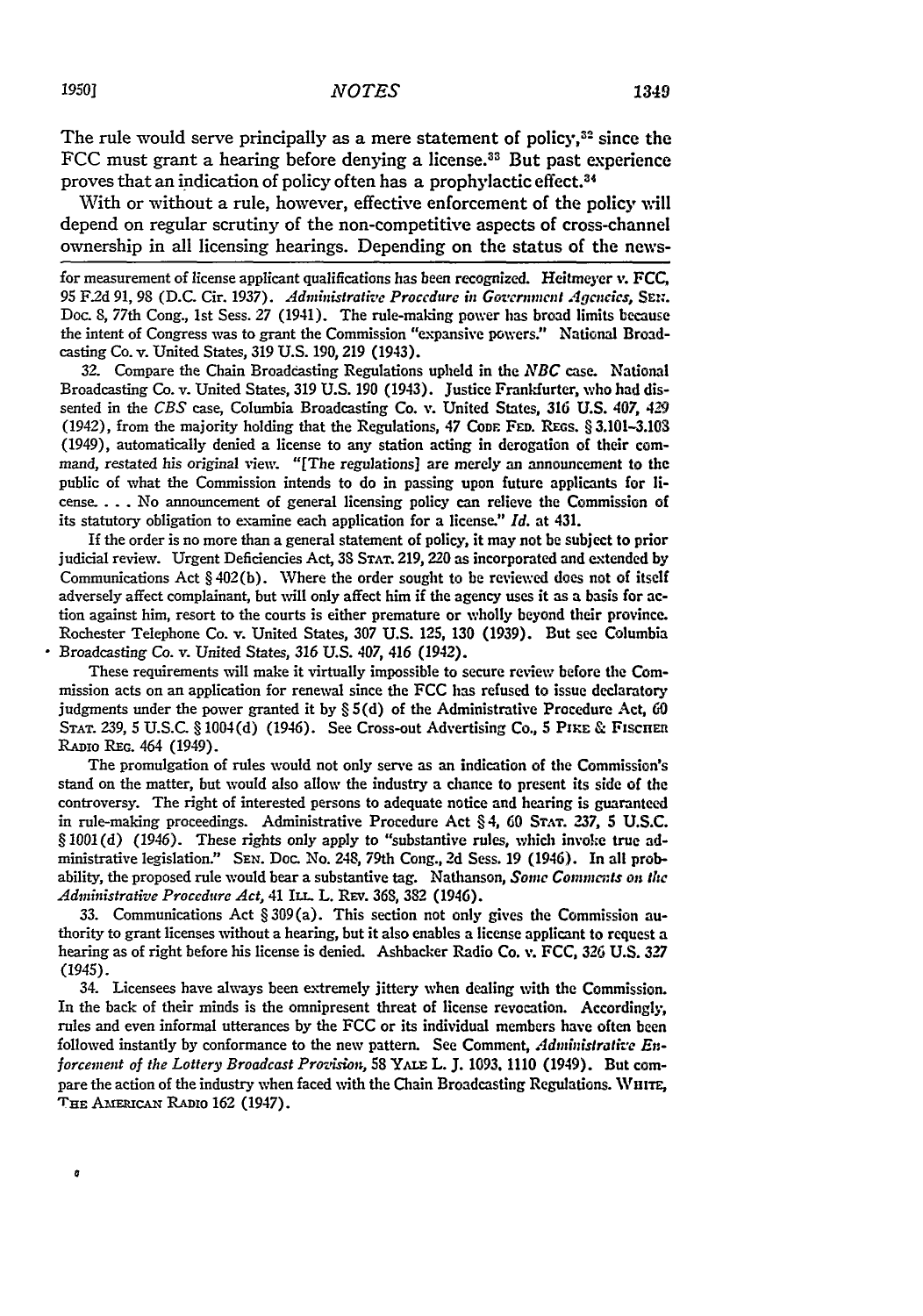The rule would serve principally as a mere statement of policy,[32] since the FCC must grant a hearing before denying a license.[33] But past experience proves that an indication of policy often has a prophylactic effect.[34]

With or without a rule, however, effective enforcement of the policy will depend on regular scrutiny of the non-competitive aspects of cross-channel ownership in all licensing hearings. Depending on the status of the news-

---

for measurement of license applicant qualifications has been recognized. Heitmeyer v. FCC, 95 F.2d 91, 98 (D.C. Cir. 1937). *Administrative Procedure in Government Agencies*, SEN. Doc. 8, 77th Cong., 1st Sess. 27 (1941). The rule-making power has broad limits because the intent of Congress was to grant the Commission "expansive powers." National Broadcasting Co. v. United States, 319 U.S. 190, 219 (1943).

32. Compare the Chain Broadcasting Regulations upheld in the *NBC* case. National Broadcasting Co. v. United States, 319 U.S. 190 (1943). Justice Frankfurter, who had dissented in the *CBS* case, Columbia Broadcasting Co. v. United States, 316 U.S. 407, 429 (1942), from the majority holding that the Regulations, 47 CODE FED. REGS. § 3.101–3.108 (1949), automatically denied a license to any station acting in derogation of their command, restated his original view. "[The regulations] are merely an announcement to the public of what the Commission intends to do in passing upon future applicants for license. . . . No announcement of general licensing policy can relieve the Commission of its statutory obligation to examine each application for a license." *Id.* at 431.

If the order is no more than a general statement of policy, it may not be subject to prior judicial review. Urgent Deficiencies Act, 38 STAT. 219, 220 as incorporated and extended by Communications Act § 402(b). Where the order sought to be reviewed does not of itself adversely affect complainant, but will only affect him if the agency uses it as a basis for action against him, resort to the courts is either premature or wholly beyond their province. Rochester Telephone Co. v. United States, 307 U.S. 125, 130 (1939). But see Columbia Broadcasting Co. v. United States, 316 U.S. 407, 416 (1942).

These requirements will make it virtually impossible to secure review before the Commission acts on an application for renewal since the FCC has refused to issue declaratory judgments under the power granted it by § 5(d) of the Administrative Procedure Act, 60 STAT. 239, 5 U.S.C. § 1004(d) (1946). See Cross-out Advertising Co., 5 PIKE & FISCHER RADIO REG. 464 (1949).

The promulgation of rules would not only serve as an indication of the Commission's stand on the matter, but would also allow the industry a chance to present its side of the controversy. The right of interested persons to adequate notice and hearing is guaranteed in rule-making proceedings. Administrative Procedure Act § 4, 60 STAT. 237, 5 U.S.C. § 1001(d) (1946). These rights only apply to "substantive rules, which invoke true administrative legislation." SEN. DOC. No. 248, 79th Cong., 2d Sess. 19 (1946). In all probability, the proposed rule would bear a substantive tag. Nathanson, *Some Comments on the Administrative Procedure Act*, 41 ILL. L. REV. 368, 382 (1946).

33. Communications Act § 309(a). This section not only gives the Commission authority to grant licenses without a hearing, but it also enables a license applicant to request a hearing as of right before his license is denied. Ashbacker Radio Co. v. FCC, 326 U.S. 327 (1945).

34. Licensees have always been extremely jittery when dealing with the Commission. In the back of their minds is the omnipresent threat of license revocation. Accordingly, rules and even informal utterances by the FCC or its individual members have often been followed instantly by conformance to the new pattern. See Comment, *Administrative Enforcement of the Lottery Broadcast Provision*, 58 YALE L. J. 1093, 1110 (1949). But compare the action of the industry when faced with the Chain Broadcasting Regulations. WHITE, THE AMERICAN RADIO 162 (1947).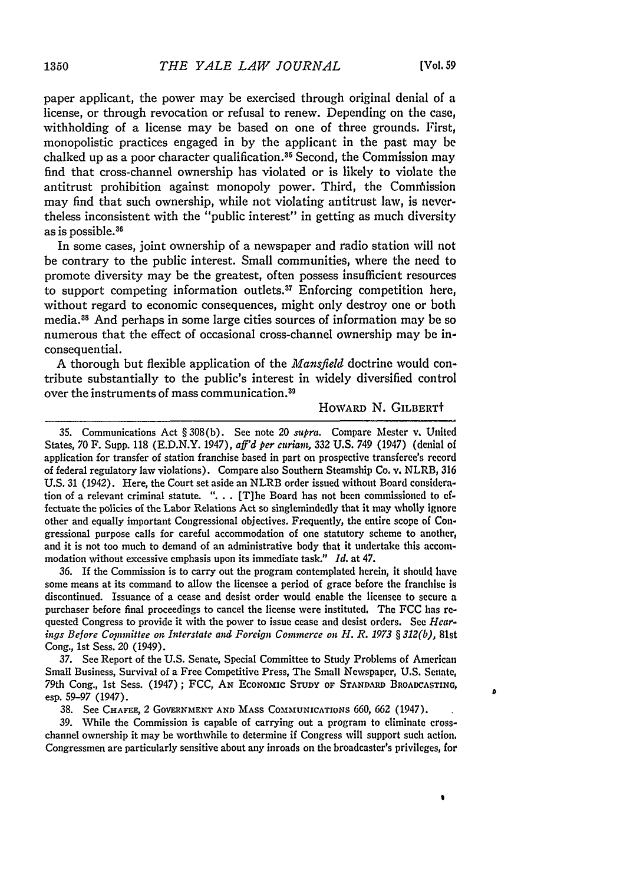paper applicant, the power may be exercised through original denial of a license, or through revocation or refusal to renew. Depending on the case, withholding of a license may be based on one of three grounds. First, monopolistic practices engaged in by the applicant in the past may be chalked up as a poor character qualification.[35] Second, the Commission may find that cross-channel ownership has violated or is likely to violate the antitrust prohibition against monopoly power. Third, the Commission may find that such ownership, while not violating antitrust law, is nevertheless inconsistent with the "public interest" in getting as much diversity as is possible.[36]

In some cases, joint ownership of a newspaper and radio station will not be contrary to the public interest. Small communities, where the need to promote diversity may be the greatest, often possess insufficient resources to support competing information outlets.[37] Enforcing competition here, without regard to economic consequences, might only destroy one or both media.[38] And perhaps in some large cities sources of information may be so numerous that the effect of occasional cross-channel ownership may be inconsequential.

A thorough but flexible application of the *Mansfield* doctrine would contribute substantially to the public's interest in widely diversified control over the instruments of mass communication.[39]

HOWARD N. GILBERT†

35. Communications Act § 308(b). See note 20 *supra*. Compare Mester v. United States, 70 F. Supp. 118 (E.D.N.Y. 1947), *aff'd per curiam*, 332 U.S. 749 (1947) (denial of application for transfer of station franchise based in part on prospective transferee's record of federal regulatory law violations). Compare also Southern Steamship Co. v. NLRB, 316 U.S. 31 (1942). Here, the Court set aside an NLRB order issued without Board consideration of a relevant criminal statute. ". . . [T]he Board has not been commissioned to effectuate the policies of the Labor Relations Act so singlemindedly that it may wholly ignore other and equally important Congressional objectives. Frequently, the entire scope of Congressional purpose calls for careful accommodation of one statutory scheme to another, and it is not too much to demand of an administrative body that it undertake this accommodation without excessive emphasis upon its immediate task." *Id.* at 47.

36. If the Commission is to carry out the program contemplated herein, it should have some means at its command to allow the licensee a period of grace before the franchise is discontinued. Issuance of a cease and desist order would enable the licensee to secure a purchaser before final proceedings to cancel the license were instituted. The FCC has requested Congress to provide it with the power to issue cease and desist orders. See *Hearings Before Committee on Interstate and Foreign Commerce on H. R. 1973 § 312(b)*, 81st Cong., 1st Sess. 20 (1949).

37. See Report of the U.S. Senate, Special Committee to Study Problems of American Small Business, Survival of a Free Competitive Press, The Small Newspaper, U.S. Senate, 79th Cong., 1st Sess. (1947); FCC, AN ECONOMIC STUDY OF STANDARD BROADCASTING, esp. 59–97 (1947).

38. See CHAFEE, 2 GOVERNMENT AND MASS COMMUNICATIONS 660, 662 (1947).

39. While the Commission is capable of carrying out a program to eliminate cross-channel ownership it may be worthwhile to determine if Congress will support such action. Congressmen are particularly sensitive about any inroads on the broadcaster's privileges, for